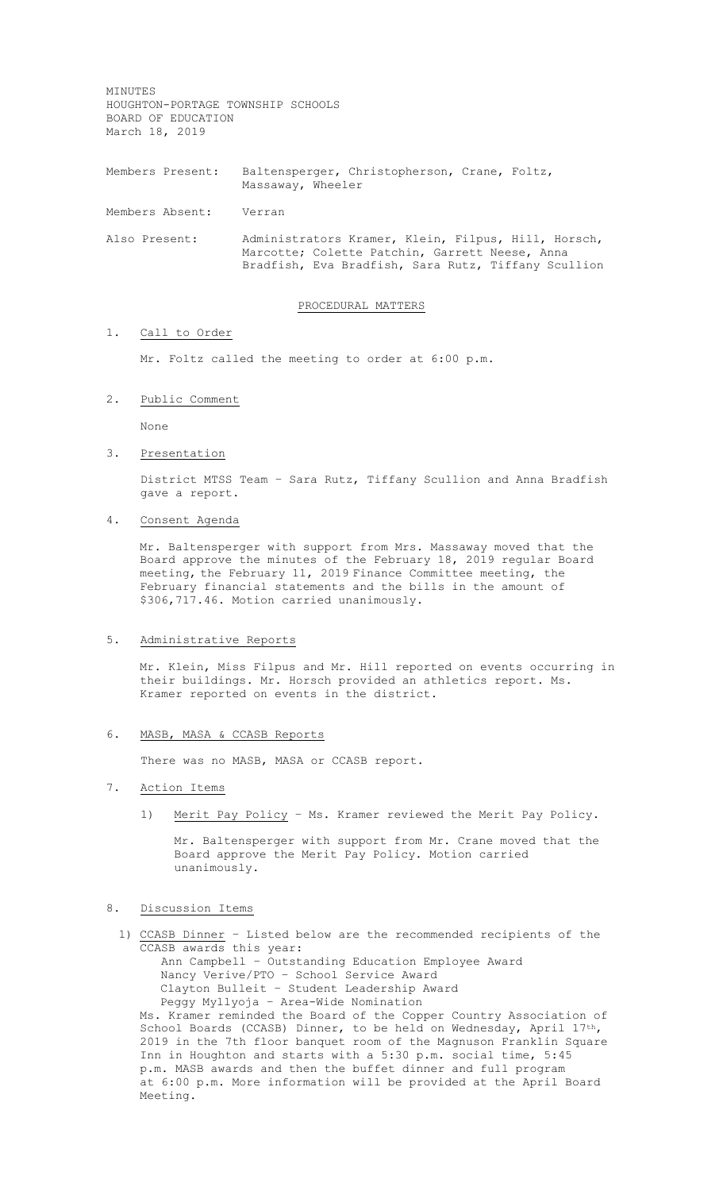MINUTES
HOUGHTON-PORTAGE TOWNSHIP SCHOOLS
BOARD OF EDUCATION
March 18, 2019

| | |
|---|---|
| Members Present: | Baltensperger, Christopherson, Crane, Foltz, Massaway, Wheeler |
| Members Absent: | Verran |
| Also Present: | Administrators Kramer, Klein, Filpus, Hill, Horsch, Marcotte; Colette Patchin, Garrett Neese, Anna Bradfish, Eva Bradfish, Sara Rutz, Tiffany Scullion |

## PROCEDURAL MATTERS

1. Call to Order

   Mr. Foltz called the meeting to order at 6:00 p.m.

2. Public Comment

   None

3. Presentation

   District MTSS Team – Sara Rutz, Tiffany Scullion and Anna Bradfish gave a report.

4. Consent Agenda

   Mr. Baltensperger with support from Mrs. Massaway moved that the Board approve the minutes of the February 18, 2019 regular Board meeting, the February 11, 2019 Finance Committee meeting, the February financial statements and the bills in the amount of $306,717.46. Motion carried unanimously.

5. Administrative Reports

   Mr. Klein, Miss Filpus and Mr. Hill reported on events occurring in their buildings. Mr. Horsch provided an athletics report. Ms. Kramer reported on events in the district.

6. MASB, MASA & CCASB Reports

   There was no MASB, MASA or CCASB report.

7. Action Items

   1) Merit Pay Policy – Ms. Kramer reviewed the Merit Pay Policy.

      Mr. Baltensperger with support from Mr. Crane moved that the Board approve the Merit Pay Policy. Motion carried unanimously.

8. Discussion Items

   1) CCASB Dinner – Listed below are the recommended recipients of the CCASB awards this year:
      Ann Campbell – Outstanding Education Employee Award
      Nancy Verive/PTO – School Service Award
      Clayton Bulleit – Student Leadership Award
      Peggy Myllyoja – Area-Wide Nomination

   Ms. Kramer reminded the Board of the Copper Country Association of School Boards (CCASB) Dinner, to be held on Wednesday, April 17th, 2019 in the 7th floor banquet room of the Magnuson Franklin Square Inn in Houghton and starts with a 5:30 p.m. social time, 5:45 p.m. MASB awards and then the buffet dinner and full program at 6:00 p.m. More information will be provided at the April Board Meeting.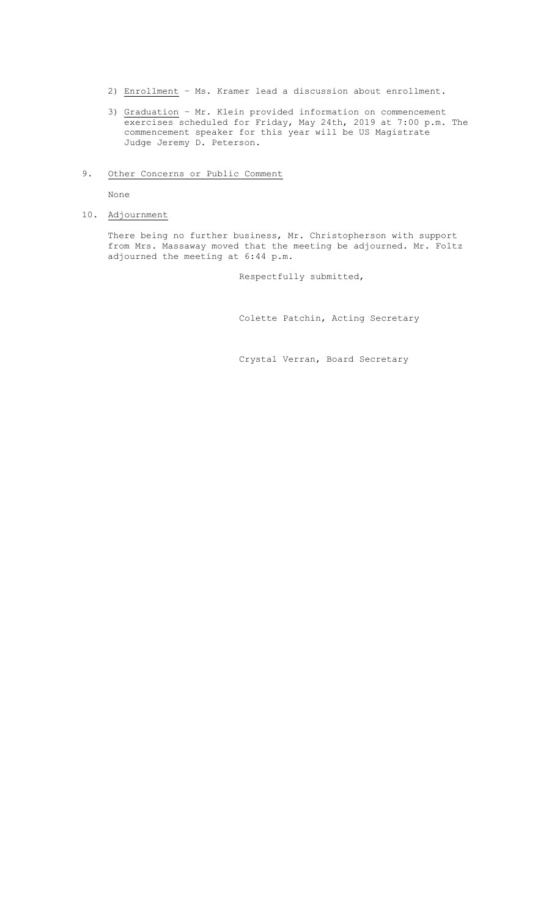2) Enrollment – Ms. Kramer lead a discussion about enrollment.

3) Graduation – Mr. Klein provided information on commencement exercises scheduled for Friday, May 24th, 2019 at 7:00 p.m. The commencement speaker for this year will be US Magistrate Judge Jeremy D. Peterson.

9. Other Concerns or Public Comment

None

10. Adjournment

There being no further business, Mr. Christopherson with support from Mrs. Massaway moved that the meeting be adjourned. Mr. Foltz adjourned the meeting at 6:44 p.m.

Respectfully submitted,

Colette Patchin, Acting Secretary

Crystal Verran, Board Secretary